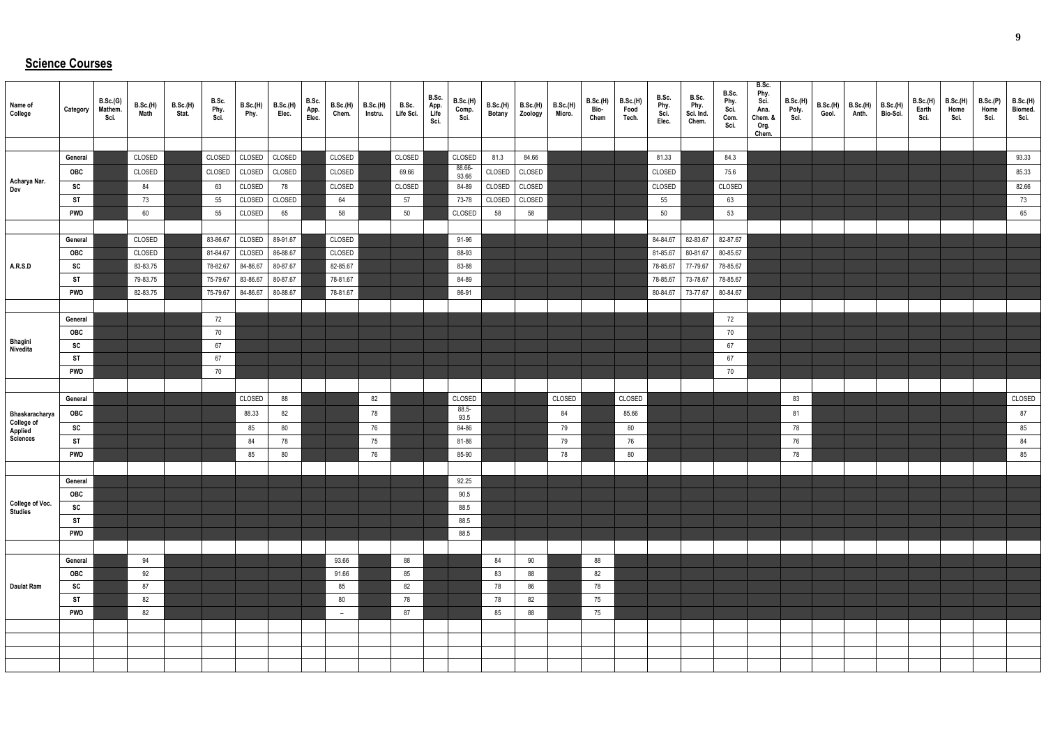## Science Courses

| Name of College | Category | B.Sc.(G) Mathem. Sci. | B.Sc.(H) Math | B.Sc.(H) Stat. | B.Sc. Phy. Sci. | B.Sc.(H) Phy. | B.Sc.(H) Elec. | B.Sc. App. Elec. | B.Sc.(H) Chem. | B.Sc.(H) Instru. | B.Sc. Life Sci. | B.Sc. App. Life Sci. | B.Sc.(H) Comp. Sci. | B.Sc.(H) Botany | B.Sc.(H) Zoology | B.Sc.(H) Micro. | B.Sc.(H) Bio-Chem | B.Sc.(H) Food Tech. | B.Sc. Phy. Sci. Elec. | B.Sc. Phy. Sci. Ind. Chem. | B.Sc. Phy. Sci. Com. Sci. | B.Sc. Phy. Sci. Ana. Chem. & Org. Chem. | B.Sc.(H) Poly. Sci. | B.Sc.(H) Geol. | B.Sc.(H) Anth. | B.Sc.(H) Bio-Sci. | B.Sc.(H) Earth Sci. | B.Sc.(H) Home Sci. | B.Sc.(P) Home Sci. | B.Sc.(H) Biomed. Sci. |
|---|---|---|---|---|---|---|---|---|---|---|---|---|---|---|---|---|---|---|---|---|---|---|---|---|---|---|---|---|---|---|
| Acharya Nar. Dev | General | | CLOSED | | CLOSED | CLOSED | CLOSED | | CLOSED | | CLOSED | | CLOSED | 81.3 | 84.66 | | | | 81.33 | | 84.3 | | | | | | | | | 93.33 |
| | OBC | | CLOSED | | CLOSED | CLOSED | CLOSED | | CLOSED | | 69.66 | | 88.66-93.66 | CLOSED | CLOSED | | | | CLOSED | | 75.6 | | | | | | | | | 85.33 |
| | SC | | 84 | | 63 | CLOSED | 78 | | CLOSED | | CLOSED | | 84-89 | CLOSED | CLOSED | | | | CLOSED | | CLOSED | | | | | | | | | 82.66 |
| | ST | | 73 | | 55 | CLOSED | CLOSED | | 64 | | 57 | | 73-78 | CLOSED | CLOSED | | | | 55 | | 63 | | | | | | | | | 73 |
| | PWD | | 60 | | 55 | CLOSED | 65 | | 58 | | 50 | | CLOSED | 58 | 58 | | | | 50 | | 53 | | | | | | | | | 65 |
| A.R.S.D | General | | CLOSED | | 83-86.67 | CLOSED | 89-91.67 | | CLOSED | | | | 91-96 | | | | | | 84-84.67 | 82-83.67 | 82-87.67 | | | | | | | | | |
| | OBC | | CLOSED | | 81-84.67 | CLOSED | 86-88.67 | | CLOSED | | | | 88-93 | | | | | | 81-85.67 | 80-81.67 | 80-85.67 | | | | | | | | | |
| | SC | | 83-83.75 | | 78-82.67 | 84-86.67 | 80-87.67 | | 82-85.67 | | | | 83-88 | | | | | | 78-85.67 | 77-79.67 | 78-85.67 | | | | | | | | | |
| | ST | | 79-83.75 | | 75-79.67 | 83-86.67 | 80-87.67 | | 78-81.67 | | | | 84-89 | | | | | | 78-85.67 | 73-78.67 | 78-85.67 | | | | | | | | | |
| | PWD | | 82-83.75 | | 75-79.67 | 84-86.67 | 80-88.67 | | 78-81.67 | | | | 86-91 | | | | | | 80-84.67 | 73-77.67 | 80-84.67 | | | | | | | | | |
| Bhagini Nivedita | General | | | | 72 | | | | | | | | | | | | | | | | 72 | | | | | | | | | |
| | OBC | | | | 70 | | | | | | | | | | | | | | | | 70 | | | | | | | | | |
| | SC | | | | 67 | | | | | | | | | | | | | | | | 67 | | | | | | | | | |
| | ST | | | | 67 | | | | | | | | | | | | | | | | 67 | | | | | | | | | |
| | PWD | | | | 70 | | | | | | | | | | | | | | | | 70 | | | | | | | | | |
| Bhaskaracharya College of Applied Sciences | General | | | | | CLOSED | 88 | | | 82 | | | CLOSED | | | CLOSED | | CLOSED | | | | | 83 | | | | | | | CLOSED |
| | OBC | | | | | 88.33 | 82 | | | 78 | | | 88.5-93.5 | | | 84 | | 85.66 | | | | | 81 | | | | | | | 87 |
| | SC | | | | | 85 | 80 | | | 76 | | | 84-86 | | | 79 | | 80 | | | | | 78 | | | | | | | 85 |
| | ST | | | | | 84 | 78 | | | 75 | | | 81-86 | | | 79 | | 76 | | | | | 76 | | | | | | | 84 |
| | PWD | | | | | 85 | 80 | | | 76 | | | 85-90 | | | 78 | | 80 | | | | | 78 | | | | | | | 85 |
| College of Voc. Studies | General | | | | | | | | | | | | 92.25 | | | | | | | | | | | | | | | | | |
| | OBC | | | | | | | | | | | | 90.5 | | | | | | | | | | | | | | | | | |
| | SC | | | | | | | | | | | | 88.5 | | | | | | | | | | | | | | | | | |
| | ST | | | | | | | | | | | | 88.5 | | | | | | | | | | | | | | | | | |
| | PWD | | | | | | | | | | | | 88.5 | | | | | | | | | | | | | | | | | |
| Daulat Ram | General | | 94 | | | | | | 93.66 | | 88 | | | 84 | 90 | | 88 | | | | | | | | | | | | | |
| | OBC | | 92 | | | | | | 91.66 | | 85 | | | 83 | 88 | | 82 | | | | | | | | | | | | | |
| | SC | | 87 | | | | | | 85 | | 82 | | | 78 | 86 | | 78 | | | | | | | | | | | | | |
| | ST | | 82 | | | | | | 80 | | 78 | | | 78 | 82 | | 75 | | | | | | | | | | | | | |
| | PWD | | 82 | | | | | | – | | 87 | | | 85 | 88 | | 75 | | | | | | | | | | | | | |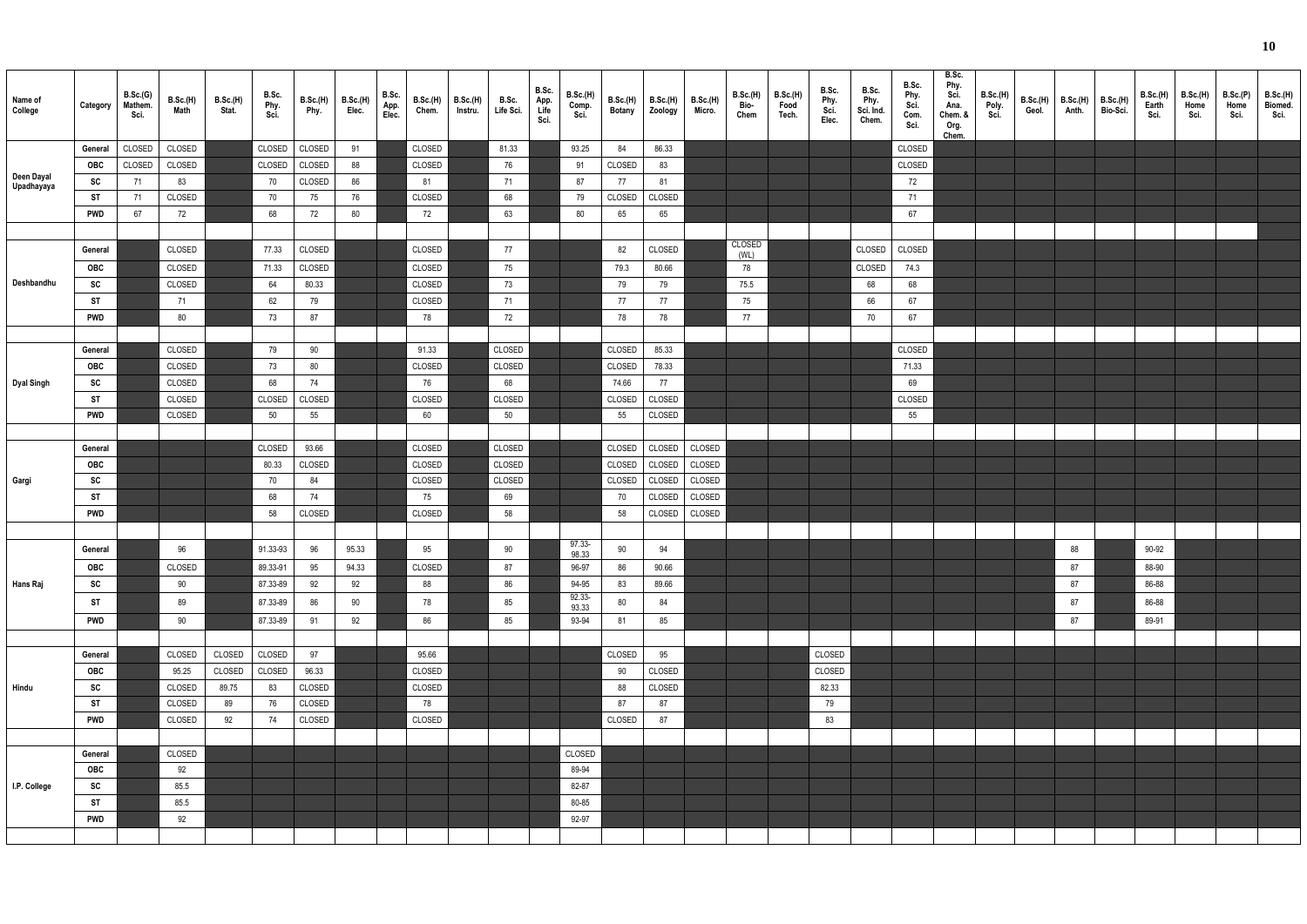| Name of College | Category | B.Sc.(G) Mathem. Sci. | B.Sc.(H) Math | B.Sc.(H) Stat. | B.Sc. Phy. Sci. | B.Sc.(H) Phy. | B.Sc.(H) Elec. | B.Sc. App. Elec. | B.Sc.(H) Chem. | B.Sc.(H) Instru. | B.Sc. Life Sci. | B.Sc. App. Life Sci. | B.Sc.(H) Comp. Sci. | B.Sc.(H) Botany | B.Sc.(H) Zoology | B.Sc.(H) Micro. | B.Sc.(H) Bio-Chem | B.Sc.(H) Food Tech. | B.Sc. Phy. Sci. Elec. | B.Sc. Phy. Sci. Ind. Chem. | B.Sc. Phy. Sci. Com. Sci. | B.Sc. Phy. Sci. Ana. Chem. & Org. Chem. | B.Sc.(H) Poly. Sci. | B.Sc.(H) Geol. | B.Sc.(H) Anth. | B.Sc.(H) Bio-Sci. | B.Sc.(H) Earth Sci. | B.Sc.(H) Home Sci. | B.Sc.(P) Home Sci. | B.Sc.(H) Biomed. Sci. |
|---|---|---|---|---|---|---|---|---|---|---|---|---|---|---|---|---|---|---|---|---|---|---|---|---|---|---|---|---|---|---|
| Deen Dayal Upadhayaya | General | CLOSED | CLOSED | | CLOSED | CLOSED | 91 | | CLOSED | | 81.33 | | 93.25 | 84 | 86.33 | | | | | | CLOSED | | | | | | | | | |
| | OBC | CLOSED | CLOSED | | CLOSED | CLOSED | 88 | | CLOSED | | 76 | | 91 | CLOSED | 83 | | | | | | CLOSED | | | | | | | | | |
| | SC | 71 | 83 | | 70 | CLOSED | 86 | | 81 | | 71 | | 87 | 77 | 81 | | | | | | 72 | | | | | | | | | |
| | ST | 71 | CLOSED | | 70 | 75 | 76 | | CLOSED | | 68 | | 79 | CLOSED | CLOSED | | | | | | 71 | | | | | | | | | |
| | PWD | 67 | 72 | | 68 | 72 | 80 | | 72 | | 63 | | 80 | 65 | 65 | | | | | | 67 | | | | | | | | | |
| Deshbandhu | General | | CLOSED | | 77.33 | CLOSED | | | CLOSED | | 77 | | | 82 | CLOSED | | CLOSED (WL) | | | CLOSED | CLOSED | | | | | | | | | |
| | OBC | | CLOSED | | 71.33 | CLOSED | | | CLOSED | | 75 | | | 79.3 | 80.66 | | 78 | | | CLOSED | 74.3 | | | | | | | | | |
| | SC | | CLOSED | | 64 | 80.33 | | | CLOSED | | 73 | | | 79 | 79 | | 75.5 | | | 68 | 68 | | | | | | | | | |
| | ST | | 71 | | 62 | 79 | | | CLOSED | | 71 | | | 77 | 77 | | 75 | | | 66 | 67 | | | | | | | | | |
| | PWD | | 80 | | 73 | 87 | | | 78 | | 72 | | | 78 | 78 | | 77 | | | 70 | 67 | | | | | | | | | |
| Dyal Singh | General | | CLOSED | | 79 | 90 | | | 91.33 | | CLOSED | | | CLOSED | 85.33 | | | | | | CLOSED | | | | | | | | | |
| | OBC | | CLOSED | | 73 | 80 | | | CLOSED | | CLOSED | | | CLOSED | 78.33 | | | | | | 71.33 | | | | | | | | | |
| | SC | | CLOSED | | 68 | 74 | | | 76 | | 68 | | | 74.66 | 77 | | | | | | 69 | | | | | | | | | |
| | ST | | CLOSED | | CLOSED | CLOSED | | | CLOSED | | CLOSED | | | CLOSED | CLOSED | | | | | | CLOSED | | | | | | | | | |
| | PWD | | CLOSED | | 50 | 55 | | | 60 | | 50 | | | 55 | CLOSED | | | | | | 55 | | | | | | | | | |
| Gargi | General | | | | CLOSED | 93.66 | | | CLOSED | | CLOSED | | | CLOSED | CLOSED | CLOSED | | | | | | | | | | | | | | |
| | OBC | | | | 80.33 | CLOSED | | | CLOSED | | CLOSED | | | CLOSED | CLOSED | CLOSED | | | | | | | | | | | | | | |
| | SC | | | | 70 | 84 | | | CLOSED | | CLOSED | | | CLOSED | CLOSED | CLOSED | | | | | | | | | | | | | | |
| | ST | | | | 68 | 74 | | | 75 | | 69 | | | 70 | CLOSED | CLOSED | | | | | | | | | | | | | | |
| | PWD | | | | 58 | CLOSED | | | CLOSED | | 58 | | | 58 | CLOSED | CLOSED | | | | | | | | | | | | | | |
| Hans Raj | General | | 96 | | 91.33-93 | 96 | 95.33 | | 95 | | 90 | | 97.33-98.33 | 90 | 94 | | | | | | | | | | 88 | | 90-92 | | | |
| | OBC | | CLOSED | | 89.33-91 | 95 | 94.33 | | CLOSED | | 87 | | 96-97 | 86 | 90.66 | | | | | | | | | | 87 | | 88-90 | | | |
| | SC | | 90 | | 87.33-89 | 92 | 92 | | 88 | | 86 | | 94-95 | 83 | 89.66 | | | | | | | | | | 87 | | 86-88 | | | |
| | ST | | 89 | | 87.33-89 | 86 | 90 | | 78 | | 85 | | 92.33-93.33 | 80 | 84 | | | | | | | | | | 87 | | 86-88 | | | |
| | PWD | | 90 | | 87.33-89 | 91 | 92 | | 86 | | 85 | | 93-94 | 81 | 85 | | | | | | | | | | 87 | | 89-91 | | | |
| Hindu | General | | CLOSED | CLOSED | CLOSED | 97 | | | 95.66 | | | | | CLOSED | 95 | | | | CLOSED | | | | | | | | | | | |
| | OBC | | 95.25 | CLOSED | CLOSED | 96.33 | | | CLOSED | | | | | 90 | CLOSED | | | | CLOSED | | | | | | | | | | | |
| | SC | | CLOSED | 89.75 | 83 | CLOSED | | | CLOSED | | | | | 88 | CLOSED | | | | 82.33 | | | | | | | | | | | |
| | ST | | CLOSED | 89 | 76 | CLOSED | | | 78 | | | | | 87 | 87 | | | | 79 | | | | | | | | | | | |
| | PWD | | CLOSED | 92 | 74 | CLOSED | | | CLOSED | | | | | CLOSED | 87 | | | | 83 | | | | | | | | | | | |
| I.P. College | General | | CLOSED | | | | | | | | | | CLOSED | | | | | | | | | | | | | | | | | |
| | OBC | | 92 | | | | | | | | | | 89-94 | | | | | | | | | | | | | | | | | |
| | SC | | 85.5 | | | | | | | | | | 82-87 | | | | | | | | | | | | | | | | | |
| | ST | | 85.5 | | | | | | | | | | 80-85 | | | | | | | | | | | | | | | | | |
| | PWD | | 92 | | | | | | | | | | 92-97 | | | | | | | | | | | | | | | | | |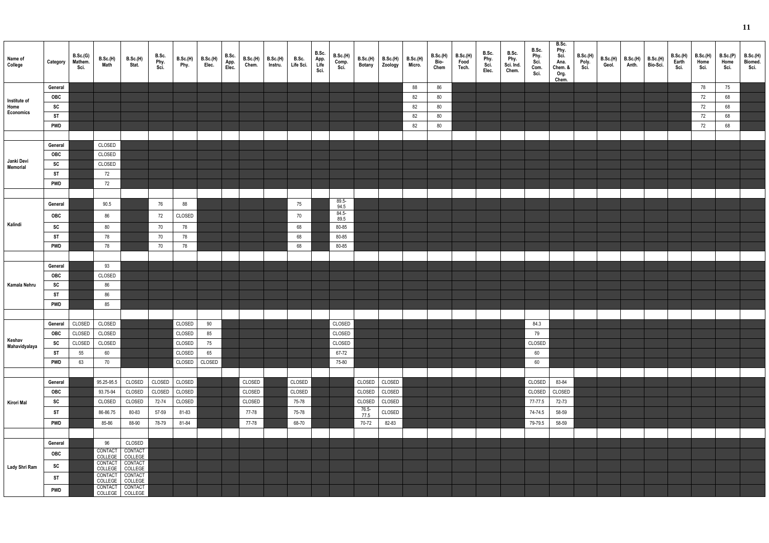| Name of College | Category | B.Sc.(G) Mathem. Sci. | B.Sc.(H) Math | B.Sc.(H) Stat. | B.Sc. Phy. Sci. | B.Sc.(H) Phy. | B.Sc.(H) Elec. | B.Sc. App. Elec. | B.Sc.(H) Chem. | B.Sc.(H) Instru. | B.Sc. Life Sci. | B.Sc. App. Life Sci. | B.Sc.(H) Comp. Sci. | B.Sc.(H) Botany | B.Sc.(H) Zoology | B.Sc.(H) Micro. | B.Sc.(H) Bio-Chem | B.Sc.(H) Food Tech. | B.Sc. Phy. Sci. Elec. | B.Sc. Phy. Sci. Ind. Chem. | B.Sc. Phy. Sci. Com. Sci. | B.Sc. Phy. Sci. Ana. Chem. & Org. Chem. | B.Sc.(H) Poly. Sci. | B.Sc.(H) Geol. | B.Sc.(H) Anth. | B.Sc.(H) Bio-Sci. | B.Sc.(H) Earth Sci. | B.Sc.(H) Home Sci. | B.Sc.(P) Home Sci. | B.Sc.(H) Biomed. Sci. |
|---|---|---|---|---|---|---|---|---|---|---|---|---|---|---|---|---|---|---|---|---|---|---|---|---|---|---|---|---|---|---|
| Institute of Home Economics | General | | | | | | | | | | | | | | | 88 | 86 | | | | | | | | | | | 78 | 75 | |
| | OBC | | | | | | | | | | | | | | | 82 | 80 | | | | | | | | | | | 72 | 68 | |
| | SC | | | | | | | | | | | | | | | 82 | 80 | | | | | | | | | | | 72 | 68 | |
| | ST | | | | | | | | | | | | | | | 82 | 80 | | | | | | | | | | | 72 | 68 | |
| | PWD | | | | | | | | | | | | | | | 82 | 80 | | | | | | | | | | | 72 | 68 | |
| Janki Devi Memorial | General | | CLOSED | | | | | | | | | | | | | | | | | | | | | | | | | | | |
| | OBC | | CLOSED | | | | | | | | | | | | | | | | | | | | | | | | | | | |
| | SC | | CLOSED | | | | | | | | | | | | | | | | | | | | | | | | | | | |
| | ST | | 72 | | | | | | | | | | | | | | | | | | | | | | | | | | | |
| | PWD | | 72 | | | | | | | | | | | | | | | | | | | | | | | | | | | |
| Kalindi | General | | 90.5 | | 76 | 88 | | | | | 75 | | 89.5-94.5 | | | | | | | | | | | | | | | | | |
| | OBC | | 86 | | 72 | CLOSED | | | | | 70 | | 84.5-89.5 | | | | | | | | | | | | | | | | | |
| | SC | | 80 | | 70 | 78 | | | | | 68 | | 80-85 | | | | | | | | | | | | | | | | | |
| | ST | | 78 | | 70 | 78 | | | | | 68 | | 80-85 | | | | | | | | | | | | | | | | | |
| | PWD | | 78 | | 70 | 78 | | | | | 68 | | 80-85 | | | | | | | | | | | | | | | | | |
| Kamala Nehru | General | | 93 | | | | | | | | | | | | | | | | | | | | | | | | | | | |
| | OBC | | CLOSED | | | | | | | | | | | | | | | | | | | | | | | | | | | |
| | SC | | 86 | | | | | | | | | | | | | | | | | | | | | | | | | | | |
| | ST | | 86 | | | | | | | | | | | | | | | | | | | | | | | | | | | |
| | PWD | | 85 | | | | | | | | | | | | | | | | | | | | | | | | | | | |
| Keshav Mahavidyalaya | General | CLOSED | CLOSED | | | CLOSED | 90 | | | | | | CLOSED | | | | | | | | 84.3 | | | | | | | | | |
| | OBC | CLOSED | CLOSED | | | CLOSED | 85 | | | | | | CLOSED | | | | | | | | 79 | | | | | | | | | |
| | SC | CLOSED | CLOSED | | | CLOSED | 75 | | | | | | CLOSED | | | | | | | | CLOSED | | | | | | | | | |
| | ST | 55 | 60 | | | CLOSED | 65 | | | | | | 67-72 | | | | | | | | 60 | | | | | | | | | |
| | PWD | 63 | 70 | | | CLOSED | CLOSED | | | | | | 75-80 | | | | | | | | 60 | | | | | | | | | |
| Kirori Mal | General | | 95.25-95.5 | CLOSED | CLOSED | CLOSED | | | CLOSED | | CLOSED | | | CLOSED | CLOSED | | | | | | CLOSED | 83-84 | | | | | | | | |
| | OBC | | 93.75-94 | CLOSED | CLOSED | CLOSED | | | CLOSED | | CLOSED | | | CLOSED | CLOSED | | | | | | CLOSED | CLOSED | | | | | | | | |
| | SC | | CLOSED | CLOSED | 72-74 | CLOSED | | | CLOSED | | 75-78 | | | CLOSED | CLOSED | | | | | | 77-77.5 | 72-73 | | | | | | | | |
| | ST | | 86-86.75 | 80-83 | 57-59 | 81-83 | | | 77-78 | | 75-78 | | | 76.5-77.5 | CLOSED | | | | | | 74-74.5 | 58-59 | | | | | | | | |
| | PWD | | 85-86 | 88-90 | 78-79 | 81-84 | | | 77-78 | | 68-70 | | | 70-72 | 82-83 | | | | | | 79-79.5 | 58-59 | | | | | | | | |
| Lady Shri Ram | General | | 96 | CLOSED | | | | | | | | | | | | | | | | | | | | | | | | | | |
| | OBC | | CONTACT COLLEGE | CONTACT COLLEGE | | | | | | | | | | | | | | | | | | | | | | | | | | |
| | SC | | CONTACT COLLEGE | CONTACT COLLEGE | | | | | | | | | | | | | | | | | | | | | | | | | | |
| | ST | | CONTACT COLLEGE | CONTACT COLLEGE | | | | | | | | | | | | | | | | | | | | | | | | | | |
| | PWD | | CONTACT COLLEGE | CONTACT COLLEGE | | | | | | | | | | | | | | | | | | | | | | | | | | |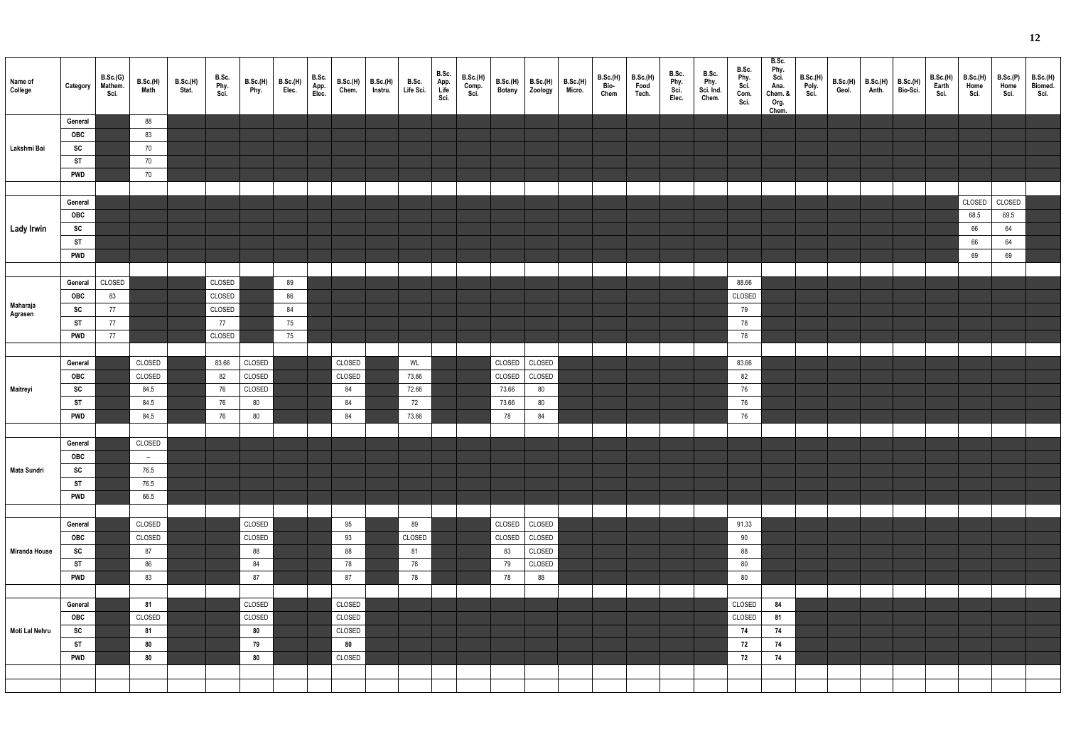| Name of College | Category | B.Sc.(G) Mathem. Sci. | B.Sc.(H) Math | B.Sc.(H) Stat. | B.Sc. Phy. Sci. | B.Sc.(H) Phy. | B.Sc.(H) Elec. | B.Sc. App. Elec. | B.Sc.(H) Chem. | B.Sc.(H) Instru. | B.Sc. Life Sci. | B.Sc. App. Life Sci. | B.Sc.(H) Comp. Sci. | B.Sc.(H) Botany | B.Sc.(H) Zoology | B.Sc.(H) Micro. | B.Sc.(H) Bio-Chem | B.Sc.(H) Food Tech. | B.Sc. Phy. Sci. Elec. | B.Sc. Phy. Sci. Ind. Chem. | B.Sc. Phy. Sci. Com. Sci. | B.Sc. Phy. Sci. Ana. Chem. & Org. Chem. | B.Sc.(H) Poly. Sci. | B.Sc.(H) Geol. | B.Sc.(H) Anth. | B.Sc.(H) Bio-Sci. | B.Sc.(H) Earth Sci. | B.Sc.(H) Home Sci. | B.Sc.(P) Home Sci. | B.Sc.(H) Biomed. Sci. |
|---|---|---|---|---|---|---|---|---|---|---|---|---|---|---|---|---|---|---|---|---|---|---|---|---|---|---|---|---|---|---|
| Lakshmi Bai | General | | 88 | | | | | | | | | | | | | | | | | | | | | | | | | | | |
| | OBC | | 83 | | | | | | | | | | | | | | | | | | | | | | | | | | | |
| | SC | | 70 | | | | | | | | | | | | | | | | | | | | | | | | | | | |
| | ST | | 70 | | | | | | | | | | | | | | | | | | | | | | | | | | | |
| | PWD | | 70 | | | | | | | | | | | | | | | | | | | | | | | | | | | |
| Lady Irwin | General | | | | | | | | | | | | | | | | | | | | | | | | | | | CLOSED | CLOSED | |
| | OBC | | | | | | | | | | | | | | | | | | | | | | | | | | | 68.5 | 69.5 | |
| | SC | | | | | | | | | | | | | | | | | | | | | | | | | | | 66 | 64 | |
| | ST | | | | | | | | | | | | | | | | | | | | | | | | | | | 66 | 64 | |
| | PWD | | | | | | | | | | | | | | | | | | | | | | | | | | | 69 | 69 | |
| Maharaja Agrasen | General | CLOSED | | | CLOSED | | 89 | | | | | | | | | | | | | | 88.66 | | | | | | | | | |
| | OBC | 83 | | | CLOSED | | 86 | | | | | | | | | | | | | | CLOSED | | | | | | | | | |
| | SC | 77 | | | CLOSED | | 84 | | | | | | | | | | | | | | 79 | | | | | | | | | |
| | ST | 77 | | | 77 | | 75 | | | | | | | | | | | | | | 78 | | | | | | | | | |
| | PWD | 77 | | | CLOSED | | 75 | | | | | | | | | | | | | | 78 | | | | | | | | | |
| Maitreyi | General | | CLOSED | | 83.66 | CLOSED | | | CLOSED | | WL | | | CLOSED | CLOSED | | | | | | 83.66 | | | | | | | | | |
| | OBC | | CLOSED | | 82 | CLOSED | | | CLOSED | | 73.66 | | | CLOSED | CLOSED | | | | | | 82 | | | | | | | | | |
| | SC | | 84.5 | | 76 | CLOSED | | | 84 | | 72.66 | | | 73.66 | 80 | | | | | | 76 | | | | | | | | | |
| | ST | | 84.5 | | 76 | 80 | | | 84 | | 72 | | | 73.66 | 80 | | | | | | 76 | | | | | | | | | |
| | PWD | | 84.5 | | 76 | 80 | | | 84 | | 73.66 | | | 78 | 84 | | | | | | 76 | | | | | | | | | |
| Mata Sundri | General | | CLOSED | | | | | | | | | | | | | | | | | | | | | | | | | | | |
| | OBC | | – | | | | | | | | | | | | | | | | | | | | | | | | | | | |
| | SC | | 76.5 | | | | | | | | | | | | | | | | | | | | | | | | | | | |
| | ST | | 76.5 | | | | | | | | | | | | | | | | | | | | | | | | | | | |
| | PWD | | 66.5 | | | | | | | | | | | | | | | | | | | | | | | | | | | |
| Miranda House | General | | CLOSED | | | CLOSED | | | 95 | | 89 | | | CLOSED | CLOSED | | | | | | 91.33 | | | | | | | | | |
| | OBC | | CLOSED | | | CLOSED | | | 93 | | CLOSED | | | CLOSED | CLOSED | | | | | | 90 | | | | | | | | | |
| | SC | | 87 | | | 88 | | | 88 | | 81 | | | 83 | CLOSED | | | | | | 88 | | | | | | | | | |
| | ST | | 86 | | | 84 | | | 78 | | 78 | | | 79 | CLOSED | | | | | | 80 | | | | | | | | | |
| | PWD | | 83 | | | 87 | | | 87 | | 78 | | | 78 | 88 | | | | | | 80 | | | | | | | | | |
| Moti Lal Nehru | General | | 81 | | | CLOSED | | | CLOSED | | | | | | | | | | | | CLOSED | 84 | | | | | | | | |
| | OBC | | CLOSED | | | CLOSED | | | CLOSED | | | | | | | | | | | | CLOSED | 81 | | | | | | | | |
| | SC | | 81 | | | 80 | | | CLOSED | | | | | | | | | | | | 74 | 74 | | | | | | | | |
| | ST | | 80 | | | 79 | | | 80 | | | | | | | | | | | | 72 | 74 | | | | | | | | |
| | PWD | | 80 | | | 80 | | | CLOSED | | | | | | | | | | | | 72 | 74 | | | | | | | | |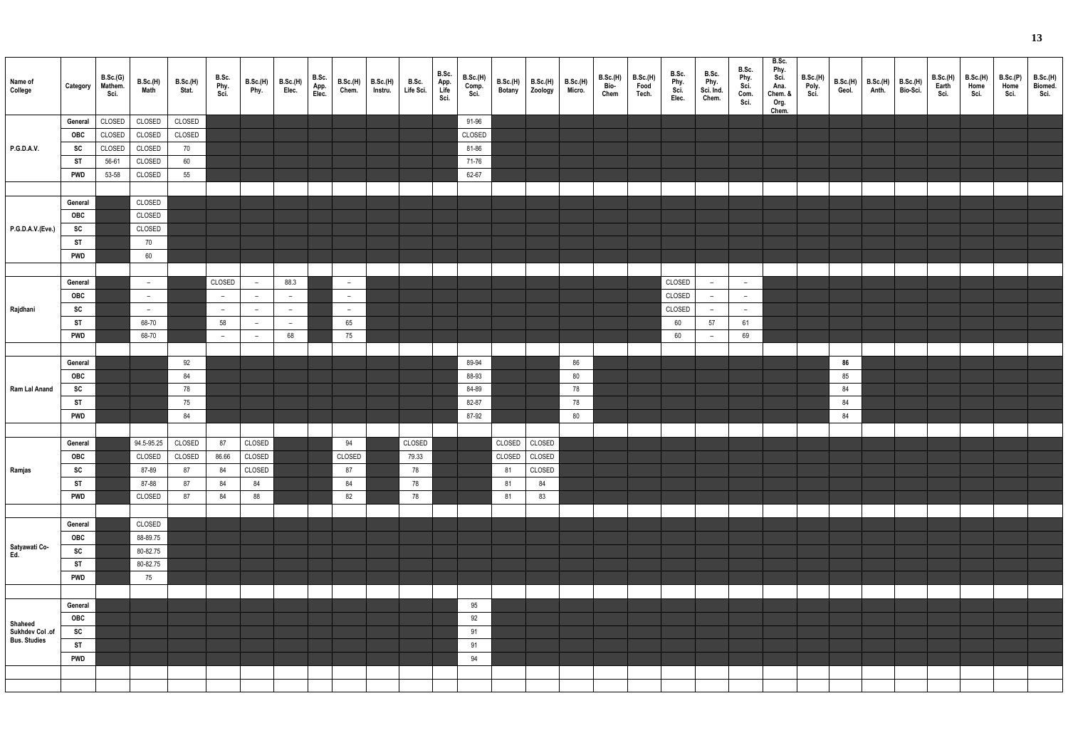| Name of College | Category | B.Sc.(G) Mathem. Sci. | B.Sc.(H) Math | B.Sc.(H) Stat. | B.Sc. Phy. Sci. | B.Sc.(H) Phy. | B.Sc.(H) Elec. | B.Sc. App. Elec. | B.Sc.(H) Chem. | B.Sc.(H) Instru. | B.Sc. Life Sci. | B.Sc. App. Life Sci. | B.Sc.(H) Comp. Sci. | B.Sc.(H) Botany | B.Sc.(H) Zoology | B.Sc.(H) Micro. | B.Sc.(H) Bio-Chem | B.Sc.(H) Food Tech. | B.Sc. Phy. Sci. Elec. | B.Sc. Phy. Sci. Ind. Chem. | B.Sc. Phy. Sci. Com. Sci. | B.Sc. Phy. Sci. Ana. Chem. & Org. Chem. | B.Sc.(H) Poly. Sci. | B.Sc.(H) Geol. | B.Sc.(H) Anth. | B.Sc.(H) Bio-Sci. | B.Sc.(H) Earth Sci. | B.Sc.(H) Home Sci. | B.Sc.(P) Home Sci. | B.Sc.(H) Biomed. Sci. |
|---|---|---|---|---|---|---|---|---|---|---|---|---|---|---|---|---|---|---|---|---|---|---|---|---|---|---|---|---|---|---|
| P.G.D.A.V. | General | CLOSED | CLOSED | CLOSED | | | | | | | | | 91-96 | | | | | | | | | | | | | | | | | |
| | OBC | CLOSED | CLOSED | CLOSED | | | | | | | | | CLOSED | | | | | | | | | | | | | | | | | |
| | SC | CLOSED | CLOSED | 70 | | | | | | | | | 81-86 | | | | | | | | | | | | | | | | | |
| | ST | 56-61 | CLOSED | 60 | | | | | | | | | 71-76 | | | | | | | | | | | | | | | | | |
| | PWD | 53-58 | CLOSED | 55 | | | | | | | | | 62-67 | | | | | | | | | | | | | | | | | |
| P.G.D.A.V.(Eve.) | General | | CLOSED | | | | | | | | | | | | | | | | | | | | | | | | | | | |
| | OBC | | CLOSED | | | | | | | | | | | | | | | | | | | | | | | | | | | |
| | SC | | CLOSED | | | | | | | | | | | | | | | | | | | | | | | | | | | |
| | ST | | 70 | | | | | | | | | | | | | | | | | | | | | | | | | | | |
| | PWD | | 60 | | | | | | | | | | | | | | | | | | | | | | | | | | | |
| Rajdhani | General | | – | | CLOSED | – | 88.3 | | – | | | | | | | | | | CLOSED | – | – | | | | | | | | | |
| | OBC | | – | | – | – | – | | – | | | | | | | | | | CLOSED | – | – | | | | | | | | | |
| | SC | | – | | – | – | – | | – | | | | | | | | | | CLOSED | – | – | | | | | | | | | |
| | ST | | 68-70 | | 58 | – | – | | 65 | | | | | | | | | | 60 | 57 | 61 | | | | | | | | | |
| | PWD | | 68-70 | | – | – | 68 | | 75 | | | | | | | | | | 60 | – | 69 | | | | | | | | | |
| Ram Lal Anand | General | | | 92 | | | | | | | | | 89-94 | | | 86 | | | | | | | | 86 | | | | | | |
| | OBC | | | 84 | | | | | | | | | 88-93 | | | 80 | | | | | | | | 85 | | | | | | |
| | SC | | | 78 | | | | | | | | | 84-89 | | | 78 | | | | | | | | 84 | | | | | | |
| | ST | | | 75 | | | | | | | | | 82-87 | | | 78 | | | | | | | | 84 | | | | | | |
| | PWD | | | 84 | | | | | | | | | 87-92 | | | 80 | | | | | | | | 84 | | | | | | |
| Ramjas | General | | 94.5-95.25 | CLOSED | 87 | CLOSED | | | 94 | | CLOSED | | | CLOSED | CLOSED | | | | | | | | | | | | | | | |
| | OBC | | CLOSED | CLOSED | 86.66 | CLOSED | | | CLOSED | | 79.33 | | | CLOSED | CLOSED | | | | | | | | | | | | | | | |
| | SC | | 87-89 | 87 | 84 | CLOSED | | | 87 | | 78 | | | 81 | CLOSED | | | | | | | | | | | | | | | |
| | ST | | 87-88 | 87 | 84 | 84 | | | 84 | | 78 | | | 81 | 84 | | | | | | | | | | | | | | | |
| | PWD | | CLOSED | 87 | 84 | 88 | | | 82 | | 78 | | | 81 | 83 | | | | | | | | | | | | | | | |
| Satyawati Co-Ed. | General | | CLOSED | | | | | | | | | | | | | | | | | | | | | | | | | | | |
| | OBC | | 88-89.75 | | | | | | | | | | | | | | | | | | | | | | | | | | | |
| | SC | | 80-82.75 | | | | | | | | | | | | | | | | | | | | | | | | | | | |
| | ST | | 80-82.75 | | | | | | | | | | | | | | | | | | | | | | | | | | | |
| | PWD | | 75 | | | | | | | | | | | | | | | | | | | | | | | | | | | |
| Shaheed Sukhdev Col .of Bus. Studies | General | | | | | | | | | | | | 95 | | | | | | | | | | | | | | | | | |
| | OBC | | | | | | | | | | | | 92 | | | | | | | | | | | | | | | | | |
| | SC | | | | | | | | | | | | 91 | | | | | | | | | | | | | | | | | |
| | ST | | | | | | | | | | | | 91 | | | | | | | | | | | | | | | | | |
| | PWD | | | | | | | | | | | | 94 | | | | | | | | | | | | | | | | | |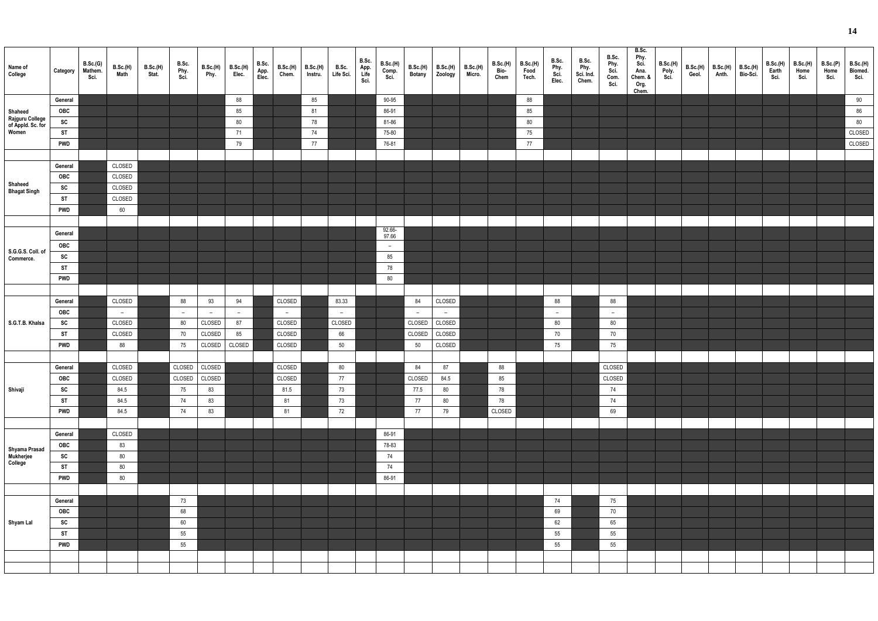| Name of College | Category | B.Sc.(G) Mathem. Sci. | B.Sc.(H) Math | B.Sc.(H) Stat. | B.Sc. Phy. Sci. | B.Sc.(H) Phy. | B.Sc.(H) Elec. | B.Sc. App. Elec. | B.Sc.(H) Chem. | B.Sc.(H) Instru. | B.Sc. Life Sci. | B.Sc. App. Life Sci. | B.Sc.(H) Comp. Sci. | B.Sc.(H) Botany | B.Sc.(H) Zoology | B.Sc.(H) Micro. | B.Sc.(H) Bio-Chem | B.Sc.(H) Food Tech. | B.Sc. Phy. Sci. Elec. | B.Sc. Phy. Sci. Ind. Chem. | B.Sc. Phy. Sci. Com. Sci. | B.Sc. Phy. Sci. Ana. Chem. & Org. Chem. | B.Sc.(H) Poly. Sci. | B.Sc.(H) Geol. | B.Sc.(H) Anth. | B.Sc.(H) Bio-Sci. | B.Sc.(H) Earth Sci. | B.Sc.(H) Home Sci. | B.Sc.(P) Home Sci. | B.Sc.(H) Biomed. Sci. |
|---|---|---|---|---|---|---|---|---|---|---|---|---|---|---|---|---|---|---|---|---|---|---|---|---|---|---|---|---|---|---|
| Shaheed Rajguru College of Appld. Sc. for Women | General | | | | | | 88 | | | 85 | | | 90-95 | | | | | 88 | | | | | | | | | | | | 90 |
| | OBC | | | | | | 85 | | | 81 | | | 86-91 | | | | | 85 | | | | | | | | | | | | 86 |
| | SC | | | | | | 80 | | | 78 | | | 81-86 | | | | | 80 | | | | | | | | | | | | 80 |
| | ST | | | | | | 71 | | | 74 | | | 75-80 | | | | | 75 | | | | | | | | | | | | CLOSED |
| | PWD | | | | | | 79 | | | 77 | | | 76-81 | | | | | 77 | | | | | | | | | | | | CLOSED |
| Shaheed Bhagat Singh | General | | CLOSED | | | | | | | | | | | | | | | | | | | | | | | | | | | |
| | OBC | | CLOSED | | | | | | | | | | | | | | | | | | | | | | | | | | | |
| | SC | | CLOSED | | | | | | | | | | | | | | | | | | | | | | | | | | | |
| | ST | | CLOSED | | | | | | | | | | | | | | | | | | | | | | | | | | | |
| | PWD | | 60 | | | | | | | | | | | | | | | | | | | | | | | | | | | |
| S.G.G.S. Coll. of Commerce. | General | | | | | | | | | | | | 92.66-97.66 | | | | | | | | | | | | | | | | | |
| | OBC | | | | | | | | | | | | – | | | | | | | | | | | | | | | | | |
| | SC | | | | | | | | | | | | 85 | | | | | | | | | | | | | | | | | |
| | ST | | | | | | | | | | | | 78 | | | | | | | | | | | | | | | | | |
| | PWD | | | | | | | | | | | | 80 | | | | | | | | | | | | | | | | | |
| S.G.T.B. Khalsa | General | | CLOSED | | 88 | 93 | 94 | | CLOSED | | 83.33 | | | 84 | CLOSED | | | | 88 | | 88 | | | | | | | | | |
| | OBC | | – | | – | – | – | | – | | – | | | – | – | | | | – | | – | | | | | | | | | |
| | SC | | CLOSED | | 80 | CLOSED | 87 | | CLOSED | | CLOSED | | | CLOSED | CLOSED | | | | 80 | | 80 | | | | | | | | | |
| | ST | | CLOSED | | 70 | CLOSED | 85 | | CLOSED | | 66 | | | CLOSED | CLOSED | | | | 70 | | 70 | | | | | | | | | |
| | PWD | | 88 | | 75 | CLOSED | CLOSED | | CLOSED | | 50 | | | 50 | CLOSED | | | | 75 | | 75 | | | | | | | | | |
| Shivaji | General | | CLOSED | | CLOSED | CLOSED | | | CLOSED | | 80 | | | 84 | 87 | | 88 | | | | CLOSED | | | | | | | | | |
| | OBC | | CLOSED | | CLOSED | CLOSED | | | CLOSED | | 77 | | | CLOSED | 84.5 | | 85 | | | | CLOSED | | | | | | | | | |
| | SC | | 84.5 | | 75 | 83 | | | 81.5 | | 73 | | | 77.5 | 80 | | 78 | | | | 74 | | | | | | | | | |
| | ST | | 84.5 | | 74 | 83 | | | 81 | | 73 | | | 77 | 80 | | 78 | | | | 74 | | | | | | | | | |
| | PWD | | 84.5 | | 74 | 83 | | | 81 | | 72 | | | 77 | 79 | | CLOSED | | | | 69 | | | | | | | | | |
| Shyama Prasad Mukherjee College | General | | CLOSED | | | | | | | | | | 86-91 | | | | | | | | | | | | | | | | | |
| | OBC | | 83 | | | | | | | | | | 78-83 | | | | | | | | | | | | | | | | | |
| | SC | | 80 | | | | | | | | | | 74 | | | | | | | | | | | | | | | | | |
| | ST | | 80 | | | | | | | | | | 74 | | | | | | | | | | | | | | | | | |
| | PWD | | 80 | | | | | | | | | | 86-91 | | | | | | | | | | | | | | | | | |
| Shyam Lal | General | | | | 73 | | | | | | | | | | | | | | 74 | | 75 | | | | | | | | | |
| | OBC | | | | 68 | | | | | | | | | | | | | | 69 | | 70 | | | | | | | | | |
| | SC | | | | 60 | | | | | | | | | | | | | | 62 | | 65 | | | | | | | | | |
| | ST | | | | 55 | | | | | | | | | | | | | | 55 | | 55 | | | | | | | | | |
| | PWD | | | | 55 | | | | | | | | | | | | | | 55 | | 55 | | | | | | | | | |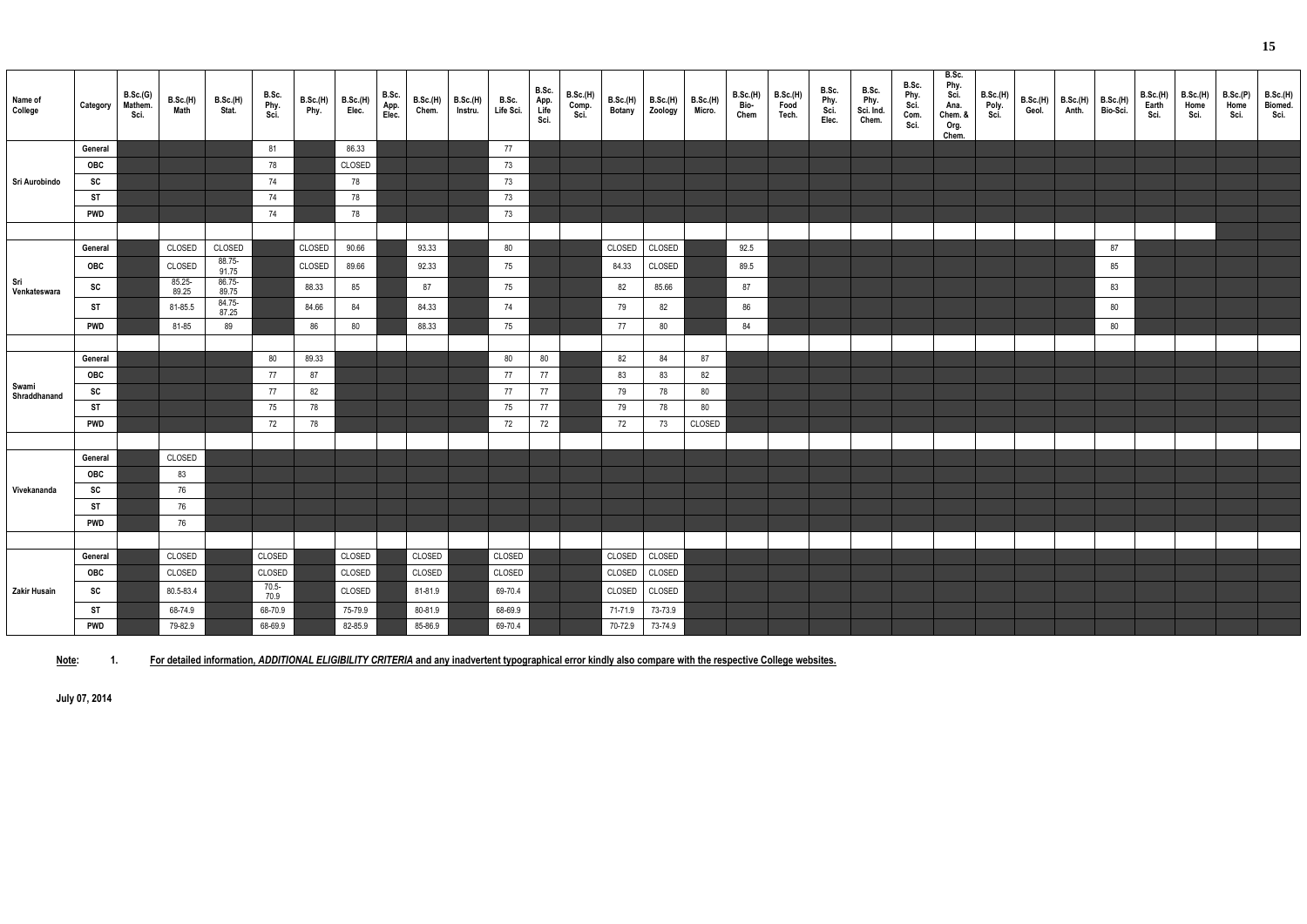| Name of College | Category | B.Sc.(G) Mathem. Sci. | B.Sc.(H) Math | B.Sc.(H) Stat. | B.Sc. Phy. Sci. | B.Sc.(H) Phy. | B.Sc.(H) Elec. | B.Sc. App. Elec. | B.Sc.(H) Chem. | B.Sc.(H) Instru. | B.Sc. Life Sci. | B.Sc. App. Life Sci. | B.Sc.(H) Comp. Sci. | B.Sc.(H) Botany | B.Sc.(H) Zoology | B.Sc.(H) Micro. | B.Sc.(H) Bio-Chem | B.Sc.(H) Food Tech. | B.Sc. Phy. Sci. Elec. | B.Sc. Phy. Sci. Ind. Chem. | B.Sc. Phy. Sci. Com. Sci. | B.Sc. Phy. Sci. Ana. Chem. & Org. Chem. | B.Sc.(H) Poly. Sci. | B.Sc.(H) Geol. | B.Sc.(H) Anth. | B.Sc.(H) Bio-Sci. | B.Sc.(H) Earth Sci. | B.Sc.(H) Home Sci. | B.Sc.(P) Home Sci. | B.Sc.(H) Biomed. Sci. |
|---|---|---|---|---|---|---|---|---|---|---|---|---|---|---|---|---|---|---|---|---|---|---|---|---|---|---|---|---|---|---|
| Sri Aurobindo | General | | | | 81 | | 86.33 | | | | 77 | | | | | | | | | | | | | | | | | | | |
| | OBC | | | | 78 | | CLOSED | | | | 73 | | | | | | | | | | | | | | | | | | | |
| | SC | | | | 74 | | 78 | | | | 73 | | | | | | | | | | | | | | | | | | | |
| | ST | | | | 74 | | 78 | | | | 73 | | | | | | | | | | | | | | | | | | | |
| | PWD | | | | 74 | | 78 | | | | 73 | | | | | | | | | | | | | | | | | | | |
| Sri Venkateswara | General | | CLOSED | CLOSED | | CLOSED | 90.66 | | 93.33 | | 80 | | | CLOSED | CLOSED | | 92.5 | | | | | | | | | 87 | | | | |
| | OBC | | CLOSED | 88.75-91.75 | | CLOSED | 89.66 | | 92.33 | | 75 | | | 84.33 | CLOSED | | 89.5 | | | | | | | | | 85 | | | | |
| | SC | | 85.25-89.25 | 86.75-89.75 | | 88.33 | 85 | | 87 | | 75 | | | 82 | 85.66 | | 87 | | | | | | | | | 83 | | | | |
| | ST | | 81-85.5 | 84.75-87.25 | | 84.66 | 84 | | 84.33 | | 74 | | | 79 | 82 | | 86 | | | | | | | | | 80 | | | | |
| | PWD | | 81-85 | 89 | | 86 | 80 | | 88.33 | | 75 | | | 77 | 80 | | 84 | | | | | | | | | 80 | | | | |
| Swami Shraddhanand | General | | | | 80 | 89.33 | | | | | 80 | 80 | | 82 | 84 | 87 | | | | | | | | | | | | | | |
| | OBC | | | | 77 | 87 | | | | | 77 | 77 | | 83 | 83 | 82 | | | | | | | | | | | | | | |
| | SC | | | | 77 | 82 | | | | | 77 | 77 | | 79 | 78 | 80 | | | | | | | | | | | | | | |
| | ST | | | | 75 | 78 | | | | | 75 | 77 | | 79 | 78 | 80 | | | | | | | | | | | | | | |
| | PWD | | | | 72 | 78 | | | | | 72 | 72 | | 72 | 73 | CLOSED | | | | | | | | | | | | | | |
| Vivekananda | General | | CLOSED | | | | | | | | | | | | | | | | | | | | | | | | | | | |
| | OBC | | 83 | | | | | | | | | | | | | | | | | | | | | | | | | | | |
| | SC | | 76 | | | | | | | | | | | | | | | | | | | | | | | | | | | |
| | ST | | 76 | | | | | | | | | | | | | | | | | | | | | | | | | | | |
| | PWD | | 76 | | | | | | | | | | | | | | | | | | | | | | | | | | | |
| Zakir Husain | General | | CLOSED | | CLOSED | | CLOSED | | CLOSED | | CLOSED | | | CLOSED | CLOSED | | | | | | | | | | | | | | | |
| | OBC | | CLOSED | | CLOSED | | CLOSED | | CLOSED | | CLOSED | | | CLOSED | CLOSED | | | | | | | | | | | | | | | |
| | SC | | 80.5-83.4 | | 70.5-70.9 | | CLOSED | | 81-81.9 | | 69-70.4 | | | CLOSED | CLOSED | | | | | | | | | | | | | | | |
| | ST | | 68-74.9 | | 68-70.9 | | 75-79.9 | | 80-81.9 | | 68-69.9 | | | 71-71.9 | 73-73.9 | | | | | | | | | | | | | | | |
| | PWD | | 79-82.9 | | 68-69.9 | | 82-85.9 | | 85-86.9 | | 69-70.4 | | | 70-72.9 | 73-74.9 | | | | | | | | | | | | | | | |

**Note:** 1. **For detailed information, *ADDITIONAL ELIGIBILITY CRITERIA* and any inadvertent typographical error kindly also compare with the respective College websites.**

**July 07, 2014**